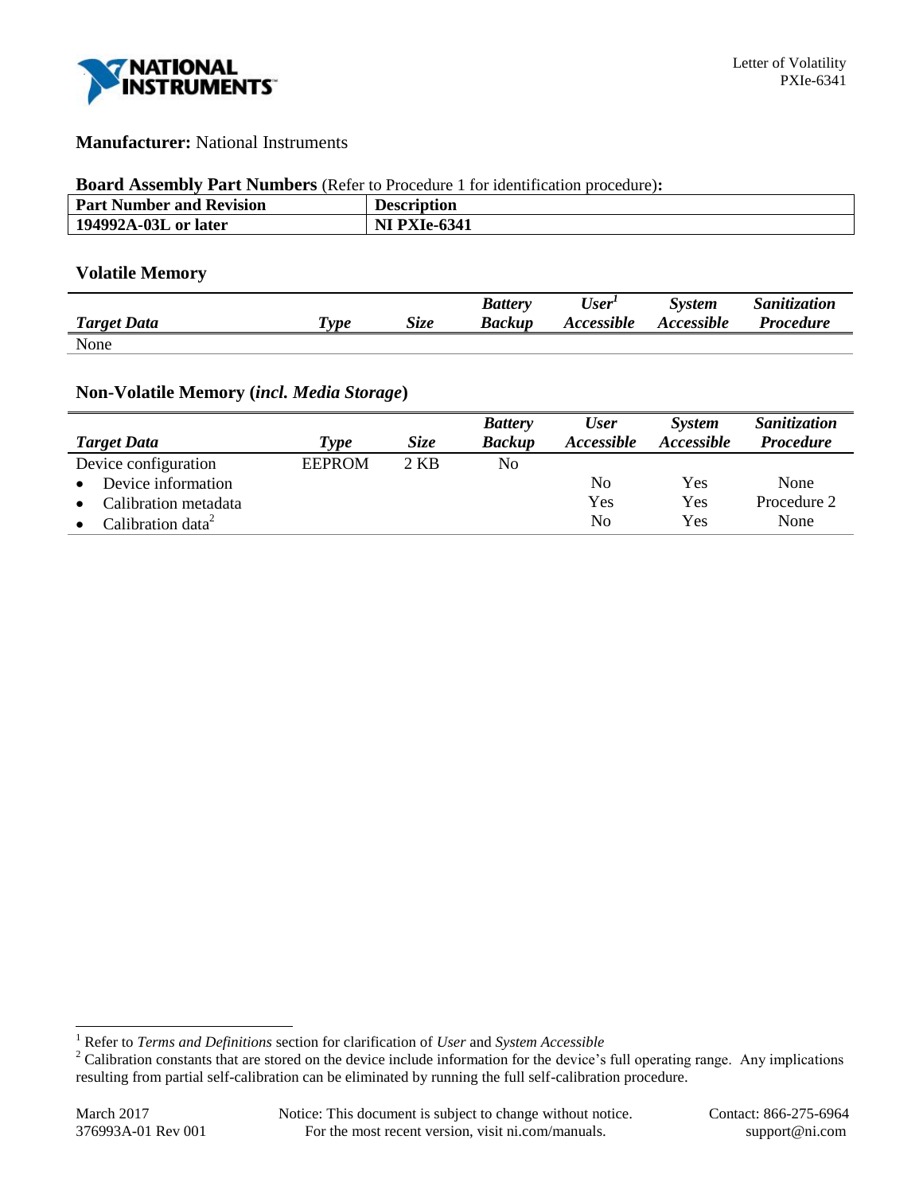**Manufacturer:** National Instruments

**Board Assembly Part Numbers** (Refer to Procedure 1 for identification procedure)**:**

| Part Number and Revision | Description |
|---|---|
| **194992A-03L or later** | **NI PXIe-6341** |

### Volatile Memory

| *Target Data* | *Type* | *Size* | *Battery Backup* | *User[1] Accessible* | *System Accessible* | *Sanitization Procedure* |
|---|---|---|---|---|---|---|
| None | | | | | | |

### Non-Volatile Memory (*incl. Media Storage*)

| *Target Data* | *Type* | *Size* | *Battery Backup* | *User Accessible* | *System Accessible* | *Sanitization Procedure* |
|---|---|---|---|---|---|---|
| Device configuration | EEPROM | 2 KB | No | | | |
| • Device information | | | | No | Yes | None |
| • Calibration metadata | | | | Yes | Yes | Procedure 2 |
| • Calibration data[2] | | | | No | Yes | None |

[1] Refer to *Terms and Definitions* section for clarification of *User* and *System Accessible*

[2] Calibration constants that are stored on the device include information for the device's full operating range. Any implications resulting from partial self-calibration can be eliminated by running the full self-calibration procedure.

March 2017
376993A-01 Rev 001

Notice: This document is subject to change without notice. For the most recent version, visit ni.com/manuals.

Contact: 866-275-6964
support@ni.com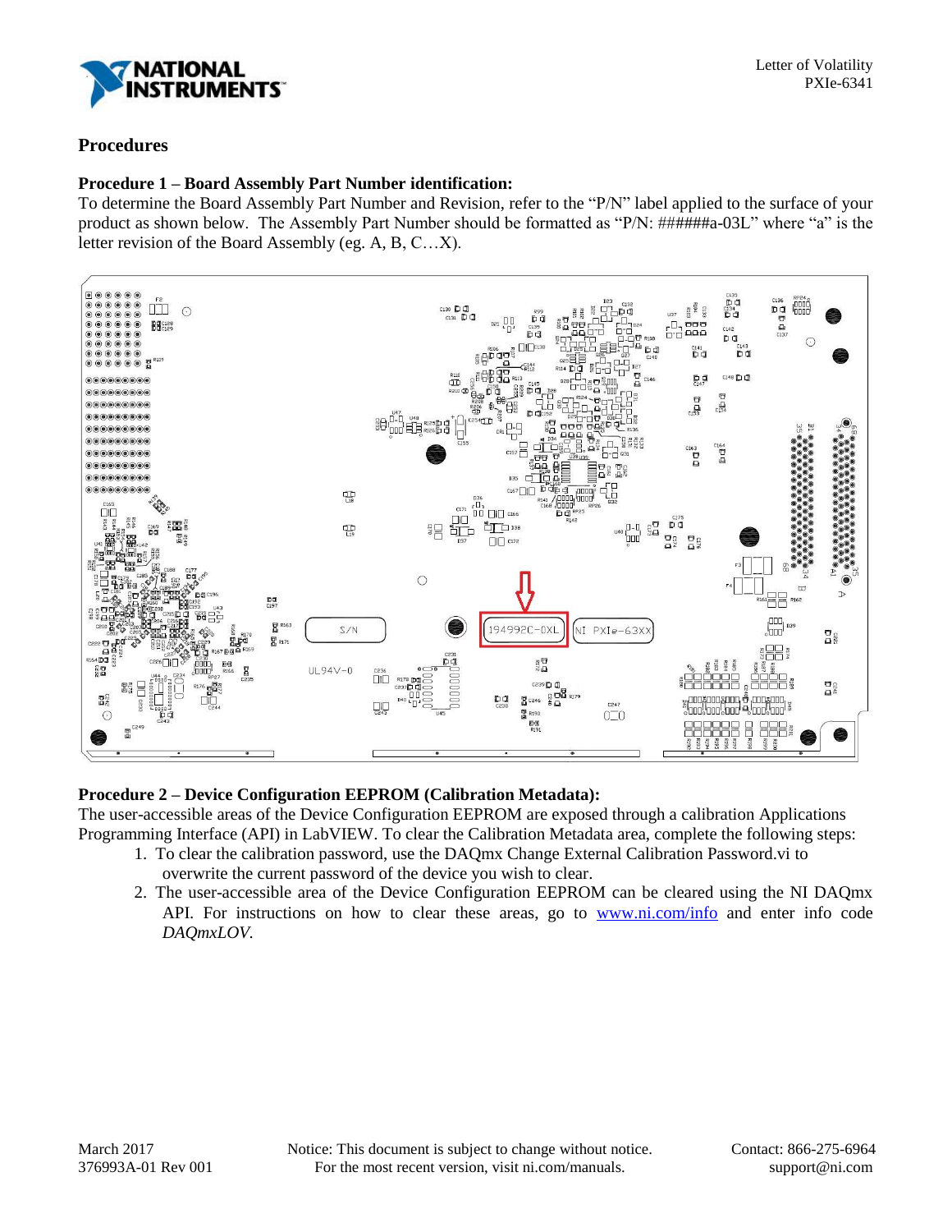## Procedures

### Procedure 1 – Board Assembly Part Number identification:

To determine the Board Assembly Part Number and Revision, refer to the "P/N" label applied to the surface of your product as shown below. The Assembly Part Number should be formatted as "P/N: ######a-03L" where "a" is the letter revision of the Board Assembly (eg. A, B, C…X).

### Procedure 2 – Device Configuration EEPROM (Calibration Metadata):

The user-accessible areas of the Device Configuration EEPROM are exposed through a calibration Applications Programming Interface (API) in LabVIEW. To clear the Calibration Metadata area, complete the following steps:

1. To clear the calibration password, use the DAQmx Change External Calibration Password.vi to overwrite the current password of the device you wish to clear.
2. The user-accessible area of the Device Configuration EEPROM can be cleared using the NI DAQmx API. For instructions on how to clear these areas, go to www.ni.com/info and enter info code *DAQmxLOV.*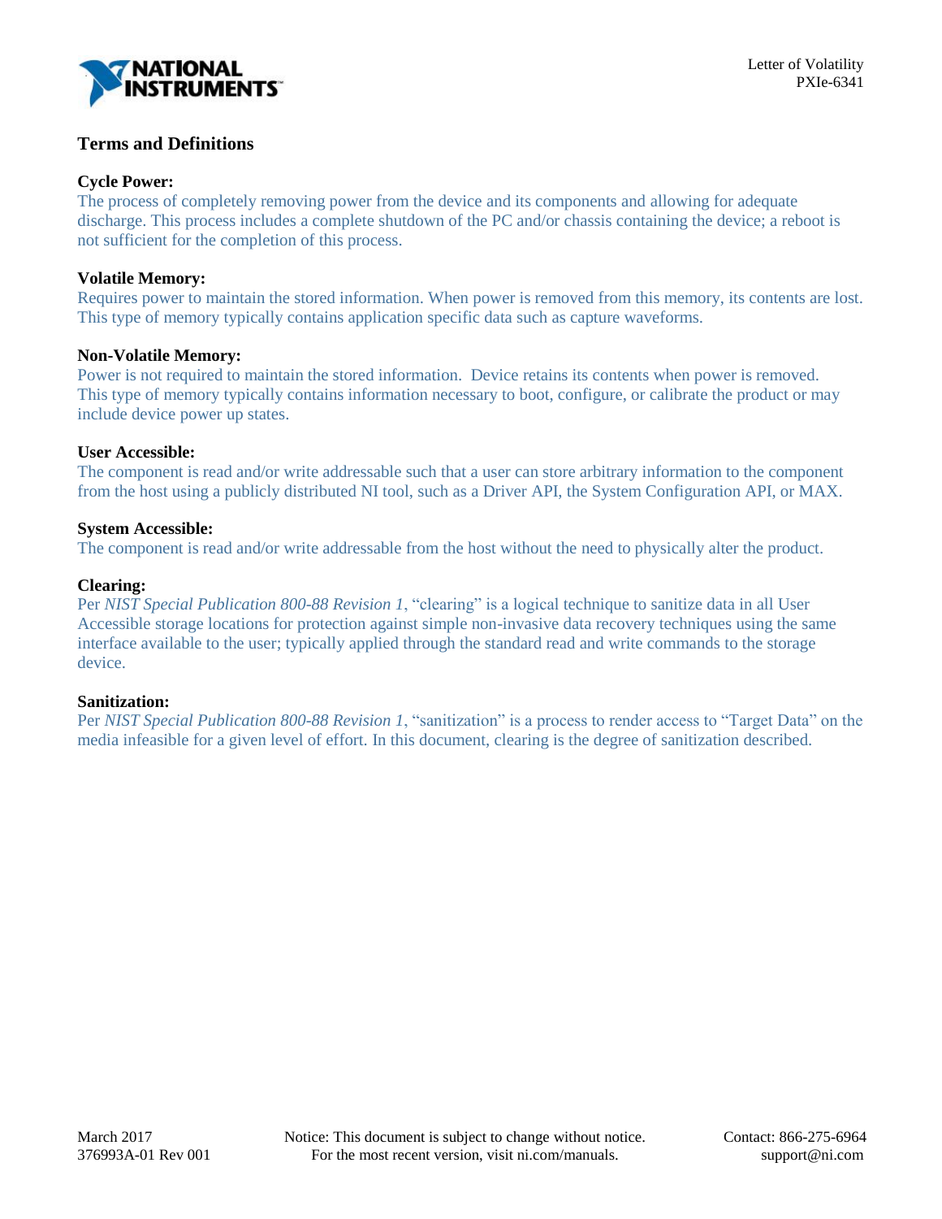## Terms and Definitions

**Cycle Power:**

The process of completely removing power from the device and its components and allowing for adequate discharge. This process includes a complete shutdown of the PC and/or chassis containing the device; a reboot is not sufficient for the completion of this process.

**Volatile Memory:**

Requires power to maintain the stored information. When power is removed from this memory, its contents are lost. This type of memory typically contains application specific data such as capture waveforms.

**Non-Volatile Memory:**

Power is not required to maintain the stored information. Device retains its contents when power is removed. This type of memory typically contains information necessary to boot, configure, or calibrate the product or may include device power up states.

**User Accessible:**

The component is read and/or write addressable such that a user can store arbitrary information to the component from the host using a publicly distributed NI tool, such as a Driver API, the System Configuration API, or MAX.

**System Accessible:**

The component is read and/or write addressable from the host without the need to physically alter the product.

**Clearing:**

Per *NIST Special Publication 800-88 Revision 1*, "clearing" is a logical technique to sanitize data in all User Accessible storage locations for protection against simple non-invasive data recovery techniques using the same interface available to the user; typically applied through the standard read and write commands to the storage device.

**Sanitization:**

Per *NIST Special Publication 800-88 Revision 1*, "sanitization" is a process to render access to "Target Data" on the media infeasible for a given level of effort. In this document, clearing is the degree of sanitization described.